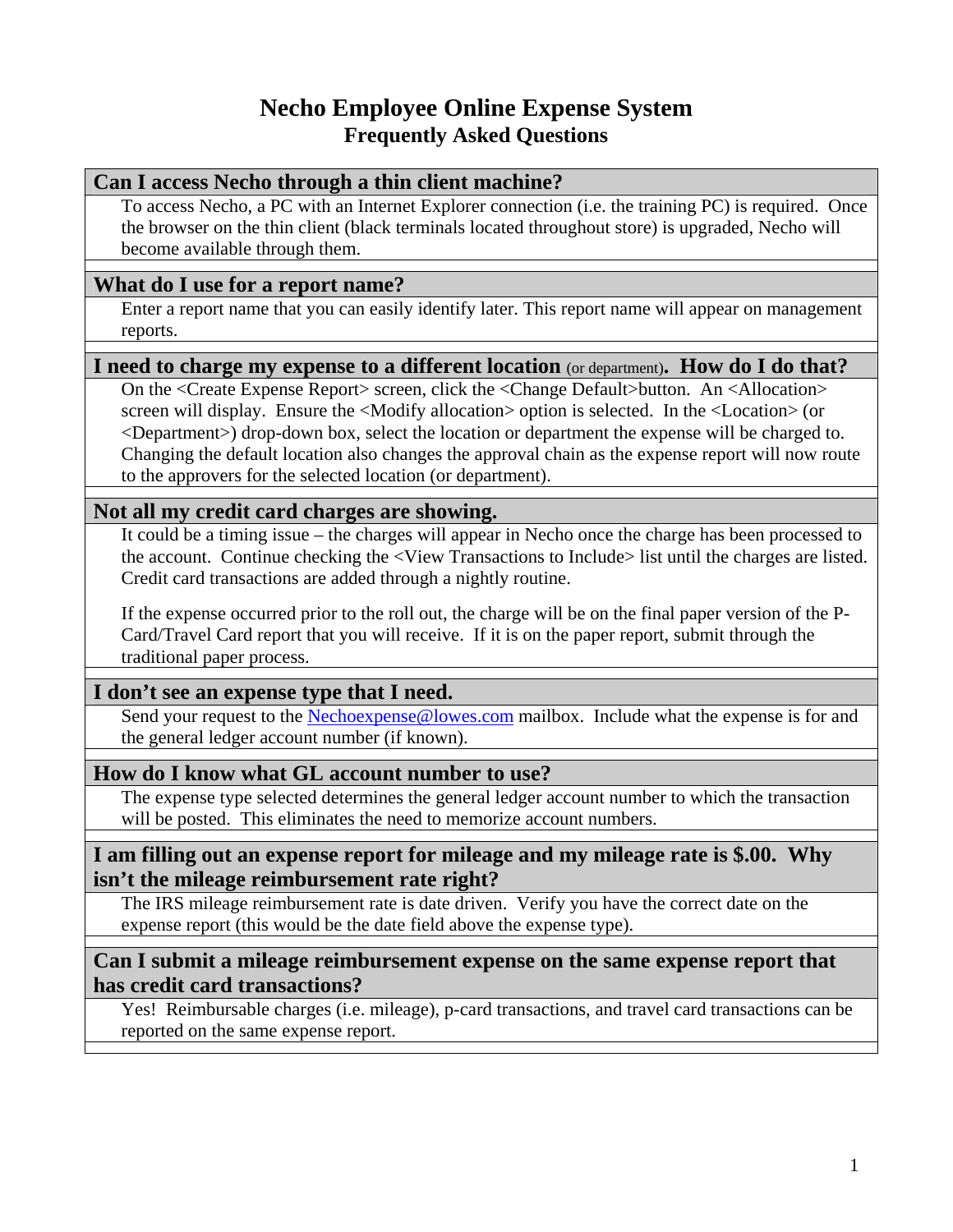# Necho Employee Online Expense System

## Frequently Asked Questions

### Can I access Necho through a thin client machine?

To access Necho, a PC with an Internet Explorer connection (i.e. the training PC) is required. Once the browser on the thin client (black terminals located throughout store) is upgraded, Necho will become available through them.

### What do I use for a report name?

Enter a report name that you can easily identify later. This report name will appear on management reports.

### I need to charge my expense to a different location (or department). How do I do that?

On the <Create Expense Report> screen, click the <Change Default>button. An <Allocation> screen will display. Ensure the <Modify allocation> option is selected. In the <Location> (or <Department>) drop-down box, select the location or department the expense will be charged to. Changing the default location also changes the approval chain as the expense report will now route to the approvers for the selected location (or department).

### Not all my credit card charges are showing.

It could be a timing issue – the charges will appear in Necho once the charge has been processed to the account. Continue checking the <View Transactions to Include> list until the charges are listed. Credit card transactions are added through a nightly routine.

If the expense occurred prior to the roll out, the charge will be on the final paper version of the P-Card/Travel Card report that you will receive. If it is on the paper report, submit through the traditional paper process.

### I don't see an expense type that I need.

Send your request to the Nechoexpense@lowes.com mailbox. Include what the expense is for and the general ledger account number (if known).

### How do I know what GL account number to use?

The expense type selected determines the general ledger account number to which the transaction will be posted. This eliminates the need to memorize account numbers.

### I am filling out an expense report for mileage and my mileage rate is $.00. Why isn't the mileage reimbursement rate right?

The IRS mileage reimbursement rate is date driven. Verify you have the correct date on the expense report (this would be the date field above the expense type).

### Can I submit a mileage reimbursement expense on the same expense report that has credit card transactions?

Yes! Reimbursable charges (i.e. mileage), p-card transactions, and travel card transactions can be reported on the same expense report.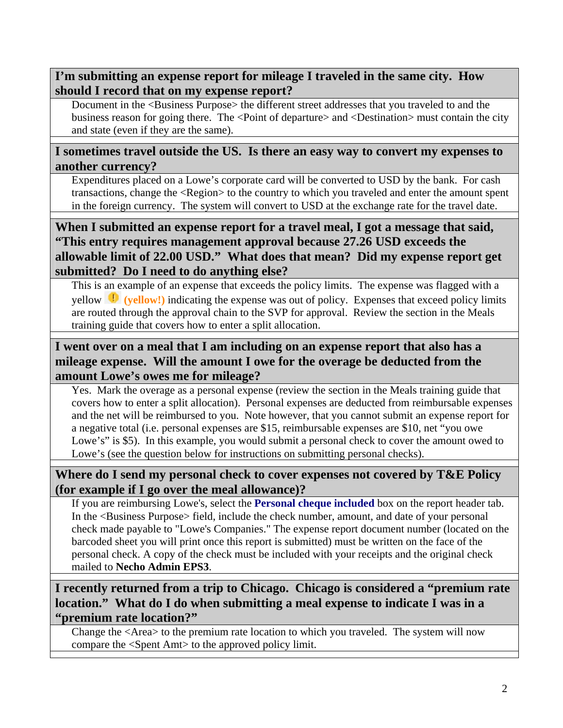**I'm submitting an expense report for mileage I traveled in the same city. How should I record that on my expense report?**

Document in the <Business Purpose> the different street addresses that you traveled to and the business reason for going there. The <Point of departure> and <Destination> must contain the city and state (even if they are the same).

**I sometimes travel outside the US. Is there an easy way to convert my expenses to another currency?**

Expenditures placed on a Lowe's corporate card will be converted to USD by the bank. For cash transactions, change the <Region> to the country to which you traveled and enter the amount spent in the foreign currency. The system will convert to USD at the exchange rate for the travel date.

**When I submitted an expense report for a travel meal, I got a message that said, "This entry requires management approval because 27.26 USD exceeds the allowable limit of 22.00 USD." What does that mean? Did my expense report get submitted? Do I need to do anything else?**

This is an example of an expense that exceeds the policy limits. The expense was flagged with a yellow **(yellow!)** indicating the expense was out of policy. Expenses that exceed policy limits are routed through the approval chain to the SVP for approval. Review the section in the Meals training guide that covers how to enter a split allocation.

**I went over on a meal that I am including on an expense report that also has a mileage expense. Will the amount I owe for the overage be deducted from the amount Lowe's owes me for mileage?**

Yes. Mark the overage as a personal expense (review the section in the Meals training guide that covers how to enter a split allocation). Personal expenses are deducted from reimbursable expenses and the net will be reimbursed to you. Note however, that you cannot submit an expense report for a negative total (i.e. personal expenses are $15, reimbursable expenses are $10, net "you owe Lowe's" is $5). In this example, you would submit a personal check to cover the amount owed to Lowe's (see the question below for instructions on submitting personal checks).

**Where do I send my personal check to cover expenses not covered by T&E Policy (for example if I go over the meal allowance)?**

If you are reimbursing Lowe's, select the **Personal cheque included** box on the report header tab. In the <Business Purpose> field, include the check number, amount, and date of your personal check made payable to "Lowe's Companies." The expense report document number (located on the barcoded sheet you will print once this report is submitted) must be written on the face of the personal check. A copy of the check must be included with your receipts and the original check mailed to **Necho Admin EPS3**.

**I recently returned from a trip to Chicago. Chicago is considered a "premium rate location." What do I do when submitting a meal expense to indicate I was in a "premium rate location?"**

Change the <Area> to the premium rate location to which you traveled. The system will now compare the <Spent Amt> to the approved policy limit.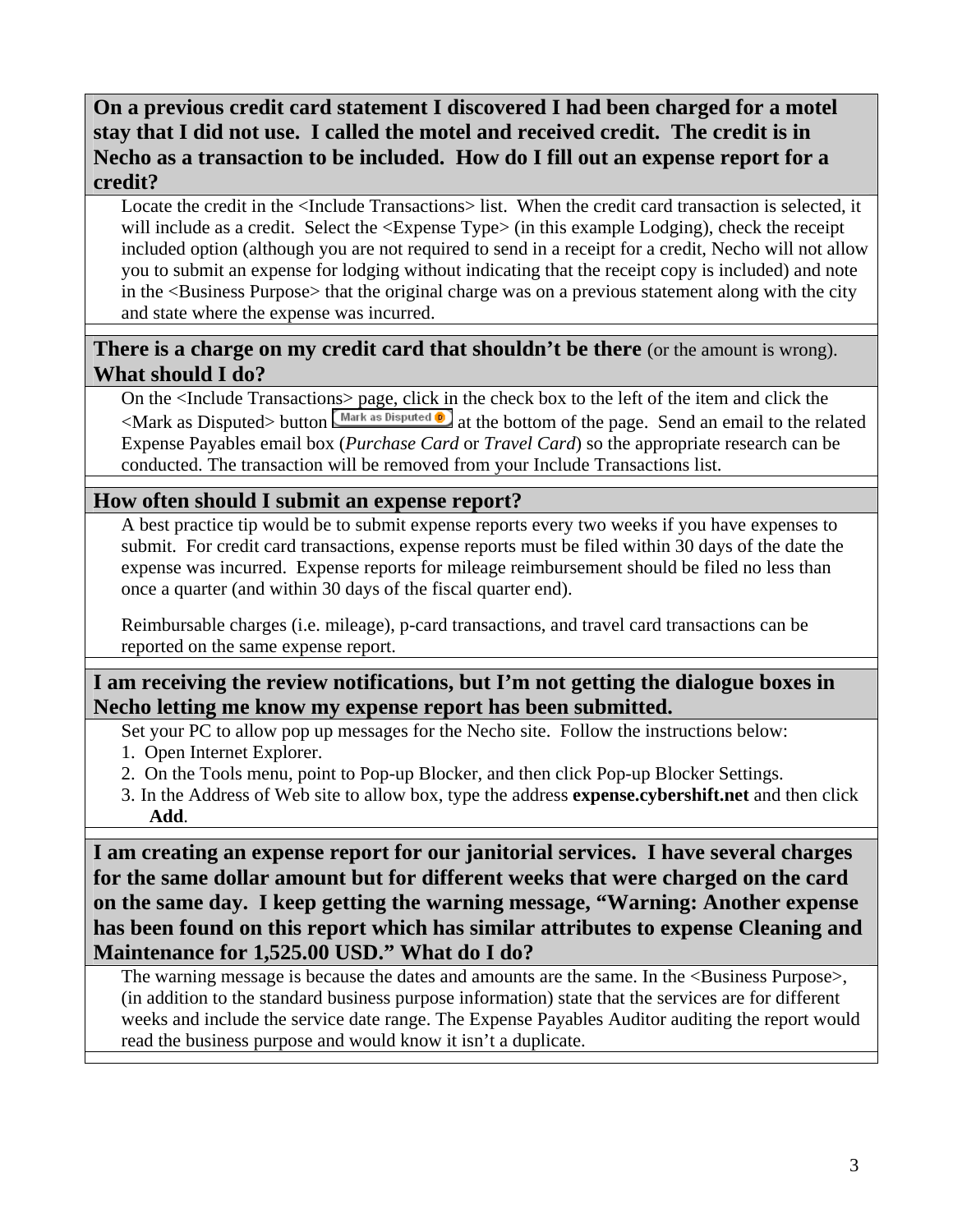**On a previous credit card statement I discovered I had been charged for a motel stay that I did not use. I called the motel and received credit. The credit is in Necho as a transaction to be included. How do I fill out an expense report for a credit?**

Locate the credit in the <Include Transactions> list. When the credit card transaction is selected, it will include as a credit. Select the <Expense Type> (in this example Lodging), check the receipt included option (although you are not required to send in a receipt for a credit, Necho will not allow you to submit an expense for lodging without indicating that the receipt copy is included) and note in the <Business Purpose> that the original charge was on a previous statement along with the city and state where the expense was incurred.

**There is a charge on my credit card that shouldn't be there** (or the amount is wrong). **What should I do?**

On the <Include Transactions> page, click in the check box to the left of the item and click the <Mark as Disputed> button [Mark as Disputed] at the bottom of the page. Send an email to the related Expense Payables email box (*Purchase Card* or *Travel Card*) so the appropriate research can be conducted. The transaction will be removed from your Include Transactions list.

**How often should I submit an expense report?**

A best practice tip would be to submit expense reports every two weeks if you have expenses to submit. For credit card transactions, expense reports must be filed within 30 days of the date the expense was incurred. Expense reports for mileage reimbursement should be filed no less than once a quarter (and within 30 days of the fiscal quarter end).

Reimbursable charges (i.e. mileage), p-card transactions, and travel card transactions can be reported on the same expense report.

**I am receiving the review notifications, but I'm not getting the dialogue boxes in Necho letting me know my expense report has been submitted.**

Set your PC to allow pop up messages for the Necho site. Follow the instructions below:

1. Open Internet Explorer.
2. On the Tools menu, point to Pop-up Blocker, and then click Pop-up Blocker Settings.
3. In the Address of Web site to allow box, type the address **expense.cybershift.net** and then click **Add**.

**I am creating an expense report for our janitorial services. I have several charges for the same dollar amount but for different weeks that were charged on the card on the same day. I keep getting the warning message, "Warning: Another expense has been found on this report which has similar attributes to expense Cleaning and Maintenance for 1,525.00 USD." What do I do?**

The warning message is because the dates and amounts are the same. In the <Business Purpose>, (in addition to the standard business purpose information) state that the services are for different weeks and include the service date range. The Expense Payables Auditor auditing the report would read the business purpose and would know it isn't a duplicate.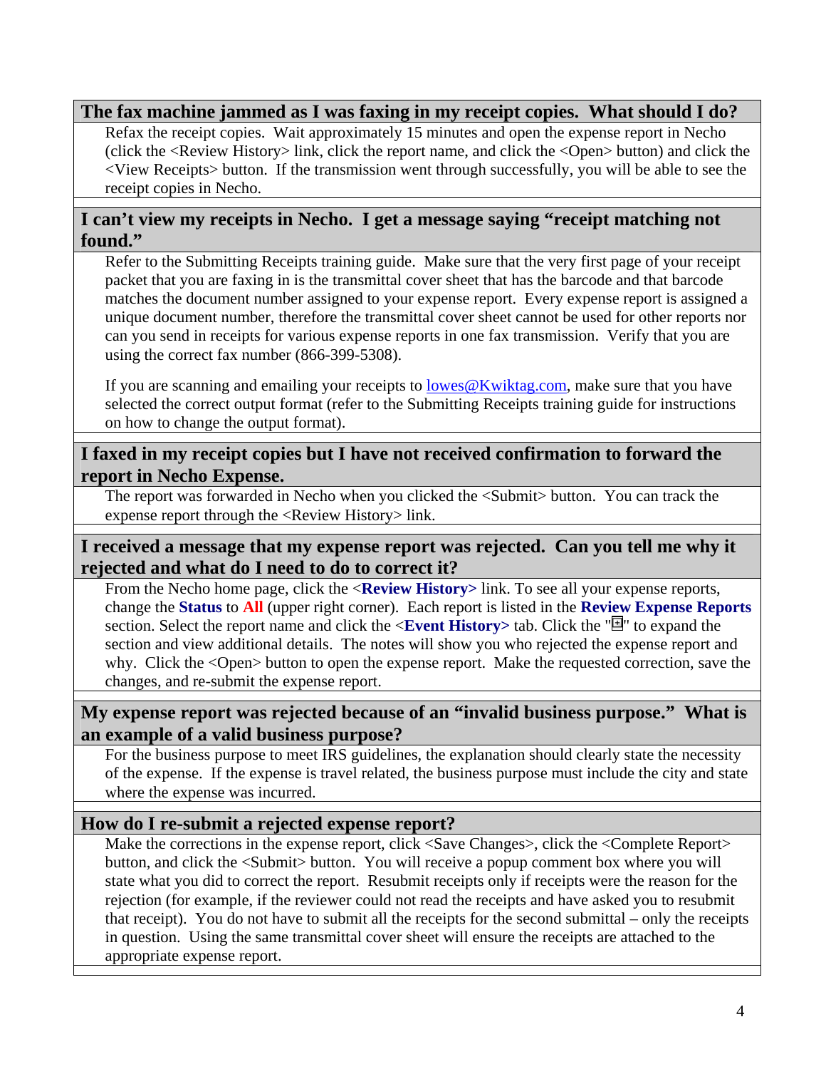### The fax machine jammed as I was faxing in my receipt copies. What should I do?

Refax the receipt copies. Wait approximately 15 minutes and open the expense report in Necho (click the <Review History> link, click the report name, and click the <Open> button) and click the <View Receipts> button. If the transmission went through successfully, you will be able to see the receipt copies in Necho.

### I can't view my receipts in Necho. I get a message saying "receipt matching not found."

Refer to the Submitting Receipts training guide. Make sure that the very first page of your receipt packet that you are faxing in is the transmittal cover sheet that has the barcode and that barcode matches the document number assigned to your expense report. Every expense report is assigned a unique document number, therefore the transmittal cover sheet cannot be used for other reports nor can you send in receipts for various expense reports in one fax transmission. Verify that you are using the correct fax number (866-399-5308).

If you are scanning and emailing your receipts to lowes@Kwiktag.com, make sure that you have selected the correct output format (refer to the Submitting Receipts training guide for instructions on how to change the output format).

### I faxed in my receipt copies but I have not received confirmation to forward the report in Necho Expense.

The report was forwarded in Necho when you clicked the <Submit> button. You can track the expense report through the <Review History> link.

### I received a message that my expense report was rejected. Can you tell me why it rejected and what do I need to do to correct it?

From the Necho home page, click the **<Review History>** link. To see all your expense reports, change the **Status** to **All** (upper right corner). Each report is listed in the **Review Expense Reports** section. Select the report name and click the **<Event History>** tab. Click the "⊞" to expand the section and view additional details. The notes will show you who rejected the expense report and why. Click the <Open> button to open the expense report. Make the requested correction, save the changes, and re-submit the expense report.

### My expense report was rejected because of an "invalid business purpose." What is an example of a valid business purpose?

For the business purpose to meet IRS guidelines, the explanation should clearly state the necessity of the expense. If the expense is travel related, the business purpose must include the city and state where the expense was incurred.

### How do I re-submit a rejected expense report?

Make the corrections in the expense report, click <Save Changes>, click the <Complete Report> button, and click the <Submit> button. You will receive a popup comment box where you will state what you did to correct the report. Resubmit receipts only if receipts were the reason for the rejection (for example, if the reviewer could not read the receipts and have asked you to resubmit that receipt). You do not have to submit all the receipts for the second submittal – only the receipts in question. Using the same transmittal cover sheet will ensure the receipts are attached to the appropriate expense report.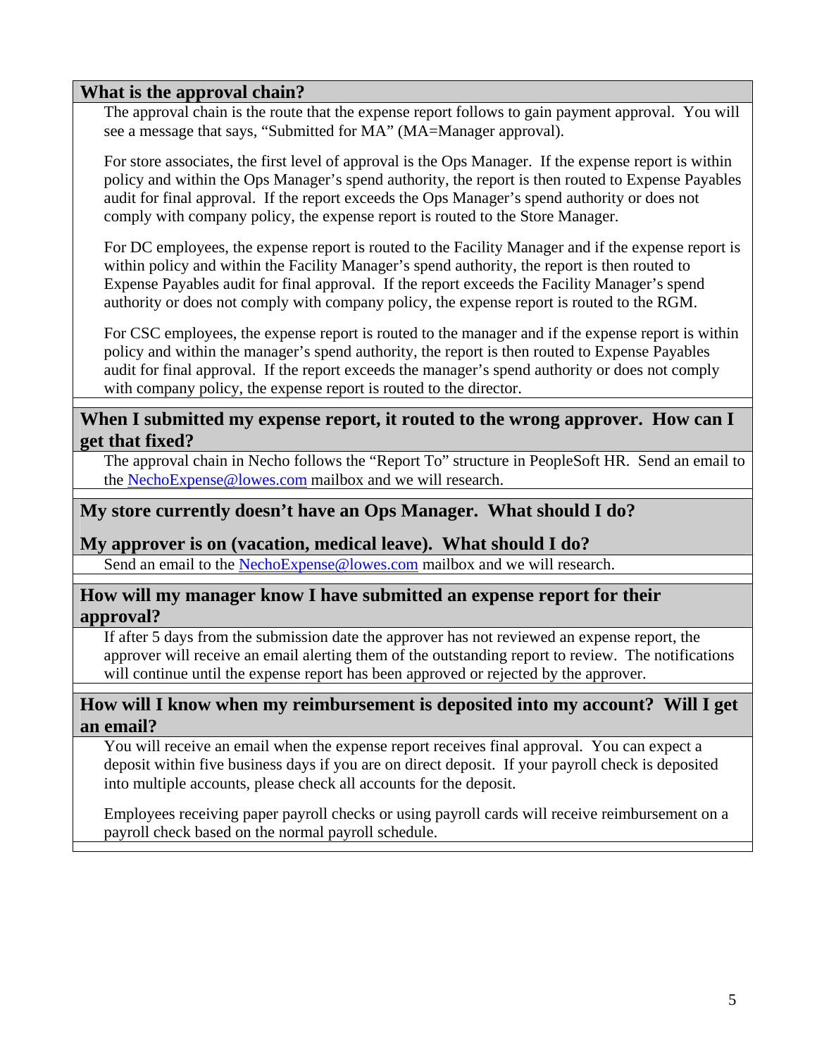### What is the approval chain?

The approval chain is the route that the expense report follows to gain payment approval. You will see a message that says, "Submitted for MA" (MA=Manager approval).

For store associates, the first level of approval is the Ops Manager. If the expense report is within policy and within the Ops Manager's spend authority, the report is then routed to Expense Payables audit for final approval. If the report exceeds the Ops Manager's spend authority or does not comply with company policy, the expense report is routed to the Store Manager.

For DC employees, the expense report is routed to the Facility Manager and if the expense report is within policy and within the Facility Manager's spend authority, the report is then routed to Expense Payables audit for final approval. If the report exceeds the Facility Manager's spend authority or does not comply with company policy, the expense report is routed to the RGM.

For CSC employees, the expense report is routed to the manager and if the expense report is within policy and within the manager's spend authority, the report is then routed to Expense Payables audit for final approval. If the report exceeds the manager's spend authority or does not comply with company policy, the expense report is routed to the director.

### When I submitted my expense report, it routed to the wrong approver. How can I get that fixed?

The approval chain in Necho follows the "Report To" structure in PeopleSoft HR. Send an email to the NechoExpense@lowes.com mailbox and we will research.

### My store currently doesn't have an Ops Manager. What should I do?

### My approver is on (vacation, medical leave). What should I do?

Send an email to the NechoExpense@lowes.com mailbox and we will research.

### How will my manager know I have submitted an expense report for their approval?

If after 5 days from the submission date the approver has not reviewed an expense report, the approver will receive an email alerting them of the outstanding report to review. The notifications will continue until the expense report has been approved or rejected by the approver.

### How will I know when my reimbursement is deposited into my account? Will I get an email?

You will receive an email when the expense report receives final approval. You can expect a deposit within five business days if you are on direct deposit. If your payroll check is deposited into multiple accounts, please check all accounts for the deposit.

Employees receiving paper payroll checks or using payroll cards will receive reimbursement on a payroll check based on the normal payroll schedule.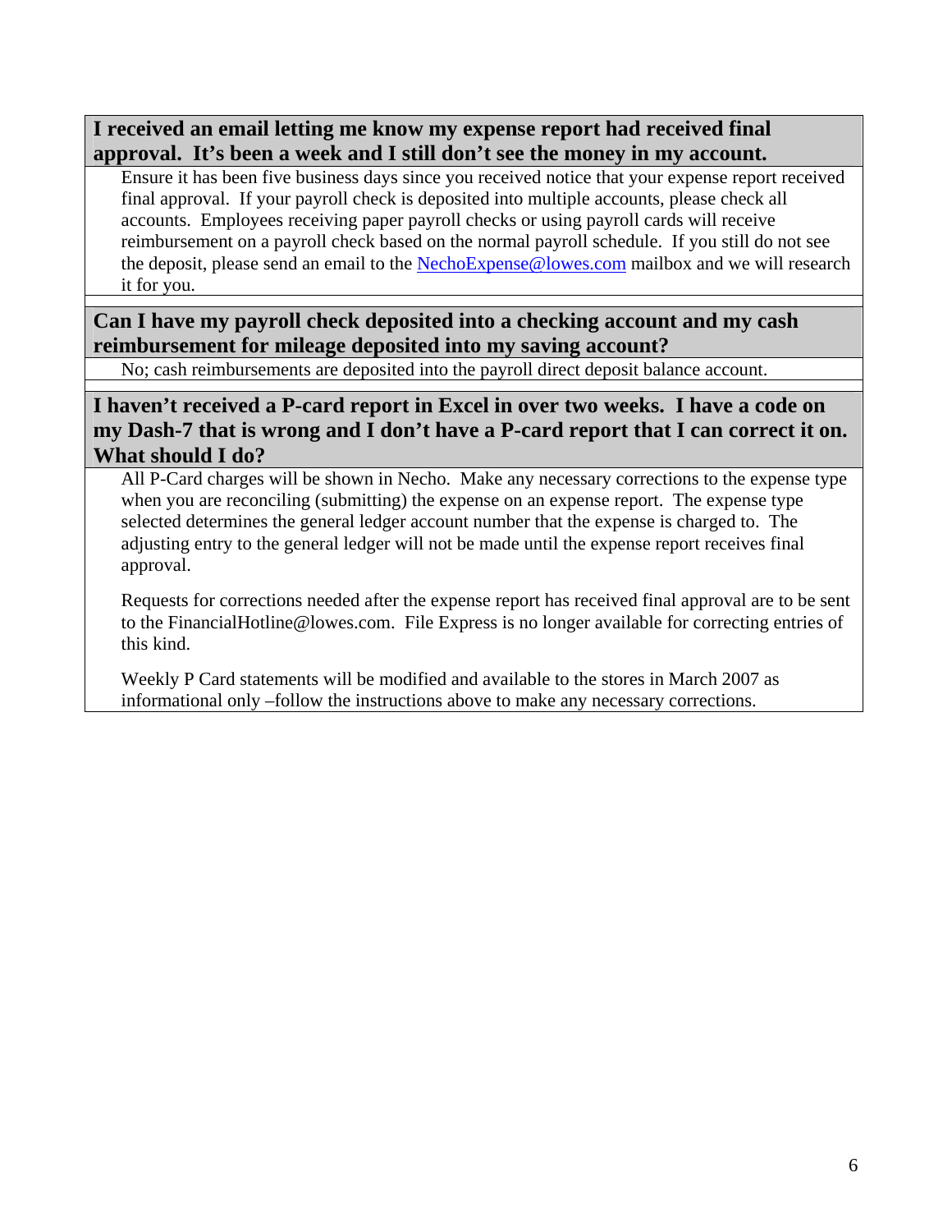**I received an email letting me know my expense report had received final approval. It's been a week and I still don't see the money in my account.**

Ensure it has been five business days since you received notice that your expense report received final approval. If your payroll check is deposited into multiple accounts, please check all accounts. Employees receiving paper payroll checks or using payroll cards will receive reimbursement on a payroll check based on the normal payroll schedule. If you still do not see the deposit, please send an email to the NechoExpense@lowes.com mailbox and we will research it for you.

**Can I have my payroll check deposited into a checking account and my cash reimbursement for mileage deposited into my saving account?**

No; cash reimbursements are deposited into the payroll direct deposit balance account.

**I haven't received a P-card report in Excel in over two weeks. I have a code on my Dash-7 that is wrong and I don't have a P-card report that I can correct it on. What should I do?**

All P-Card charges will be shown in Necho. Make any necessary corrections to the expense type when you are reconciling (submitting) the expense on an expense report. The expense type selected determines the general ledger account number that the expense is charged to. The adjusting entry to the general ledger will not be made until the expense report receives final approval.

Requests for corrections needed after the expense report has received final approval are to be sent to the FinancialHotline@lowes.com. File Express is no longer available for correcting entries of this kind.

Weekly P Card statements will be modified and available to the stores in March 2007 as informational only –follow the instructions above to make any necessary corrections.